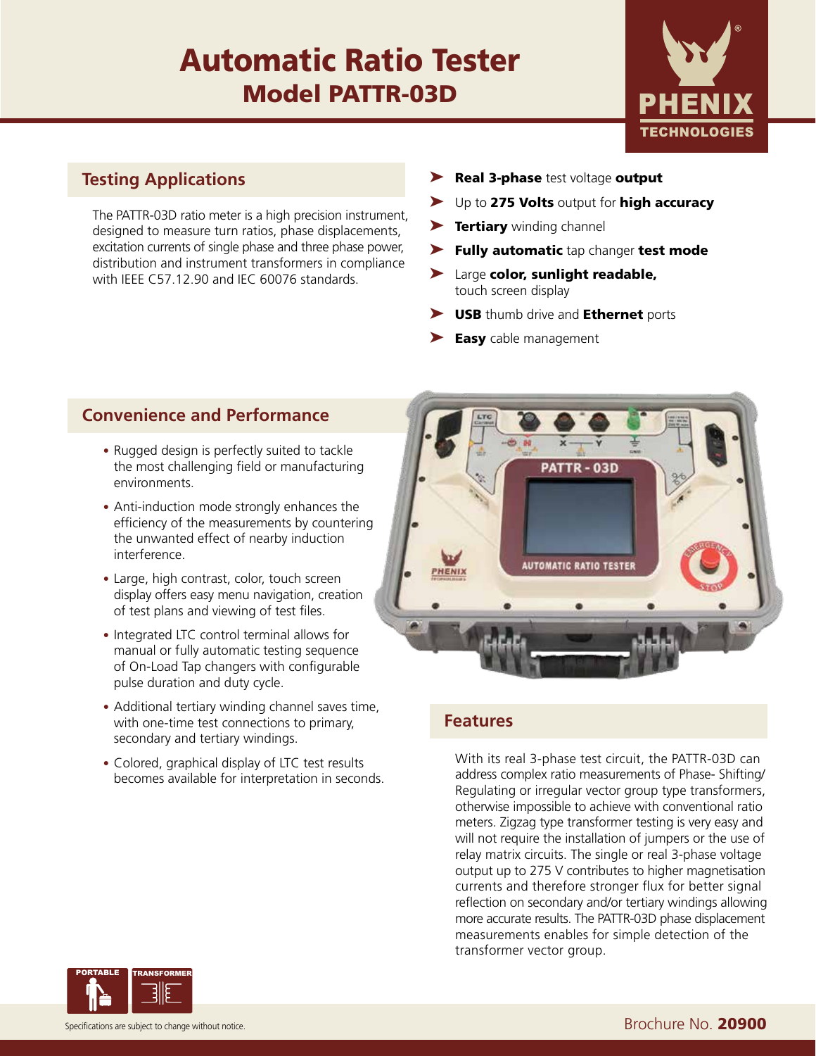# Automatic Ratio Tester

## Model PATTR-03D

## Testing Applications

The PATTR-03D ratio meter is a high precision instrument, designed to measure turn ratios, phase displacements, excitation currents of single phase and three phase power, distribution and instrument transformers in compliance with IEEE C57.12.90 and IEC 60076 standards.

- **Real 3-phase** test voltage **output**
- Up to **275 Volts** output for **high accuracy**
- **Tertiary** winding channel
- **Fully automatic** tap changer **test mode**
- Large **color, sunlight readable,** touch screen display
- **USB** thumb drive and **Ethernet** ports
- **Easy** cable management

## Convenience and Performance

- Rugged design is perfectly suited to tackle the most challenging field or manufacturing environments.
- Anti-induction mode strongly enhances the efficiency of the measurements by countering the unwanted effect of nearby induction interference.
- Large, high contrast, color, touch screen display offers easy menu navigation, creation of test plans and viewing of test files.
- Integrated LTC control terminal allows for manual or fully automatic testing sequence of On-Load Tap changers with configurable pulse duration and duty cycle.
- Additional tertiary winding channel saves time, with one-time test connections to primary, secondary and tertiary windings.
- Colored, graphical display of LTC test results becomes available for interpretation in seconds.

## Features

With its real 3-phase test circuit, the PATTR-03D can address complex ratio measurements of Phase- Shifting/ Regulating or irregular vector group type transformers, otherwise impossible to achieve with conventional ratio meters. Zigzag type transformer testing is very easy and will not require the installation of jumpers or the use of relay matrix circuits. The single or real 3-phase voltage output up to 275 V contributes to higher magnetisation currents and therefore stronger flux for better signal reflection on secondary and/or tertiary windings allowing more accurate results. The PATTR-03D phase displacement measurements enables for simple detection of the transformer vector group.

Specifications are subject to change without notice.

Brochure No. **20900**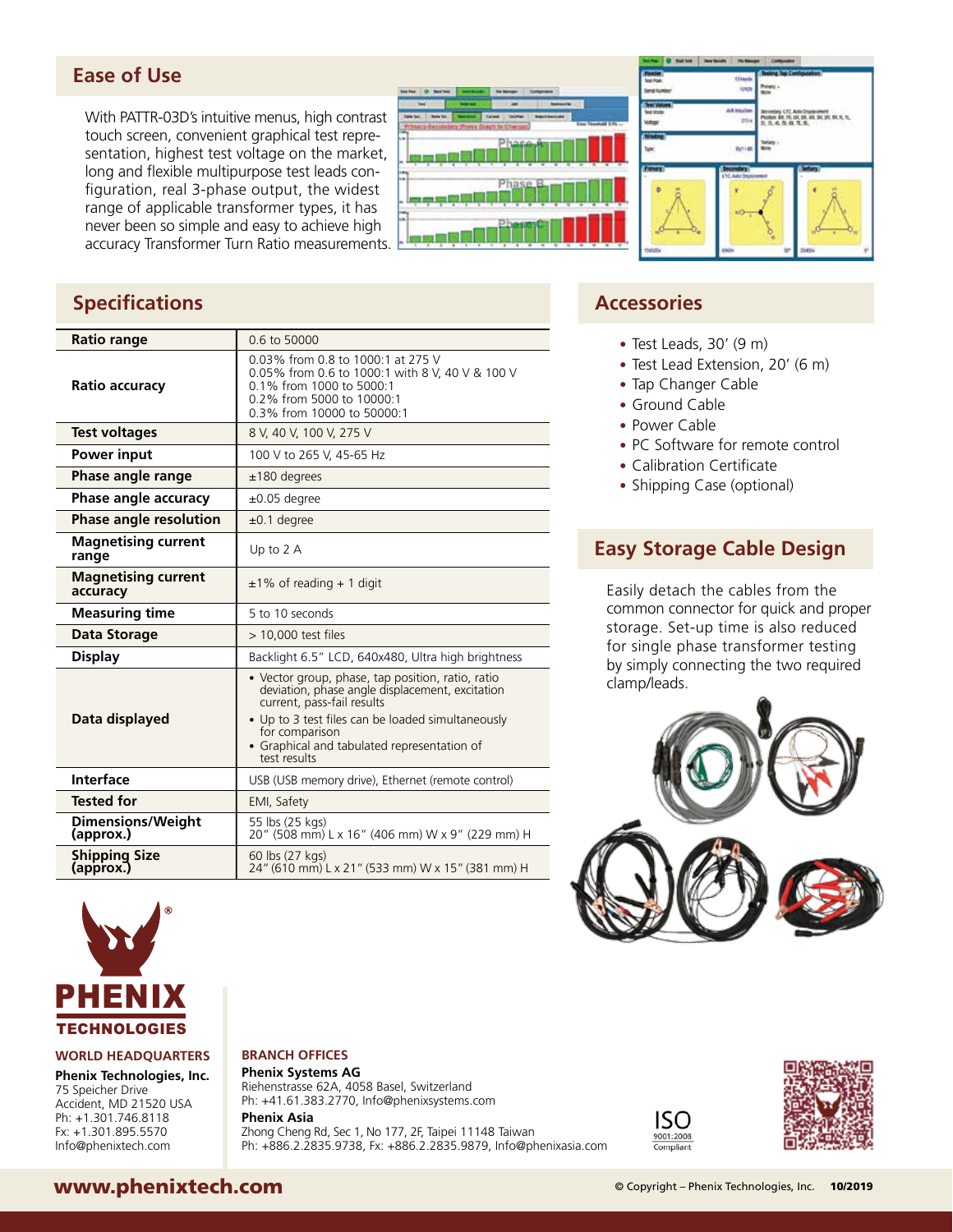## Ease of Use

With PATTR-03D's intuitive menus, high contrast touch screen, convenient graphical test representation, highest test voltage on the market, long and flexible multipurpose test leads configuration, real 3-phase output, the widest range of applicable transformer types, it has never been so simple and easy to achieve high accuracy Transformer Turn Ratio measurements.

## Specifications

| | |
|---|---|
| **Ratio range** | 0.6 to 50000 |
| **Ratio accuracy** | 0.03% from 0.8 to 1000:1 at 275 V<br>0.05% from 0.6 to 1000:1 with 8 V, 40 V & 100 V<br>0.1% from 1000 to 5000:1<br>0.2% from 5000 to 10000:1<br>0.3% from 10000 to 50000:1 |
| **Test voltages** | 8 V, 40 V, 100 V, 275 V |
| **Power input** | 100 V to 265 V, 45-65 Hz |
| **Phase angle range** | ±180 degrees |
| **Phase angle accuracy** | ±0.05 degree |
| **Phase angle resolution** | ±0.1 degree |
| **Magnetising current range** | Up to 2 A |
| **Magnetising current accuracy** | ±1% of reading + 1 digit |
| **Measuring time** | 5 to 10 seconds |
| **Data Storage** | > 10,000 test files |
| **Display** | Backlight 6.5" LCD, 640x480, Ultra high brightness |
| **Data displayed** | • Vector group, phase, tap position, ratio, ratio deviation, phase angle displacement, excitation current, pass-fail results<br>• Up to 3 test files can be loaded simultaneously for comparison<br>• Graphical and tabulated representation of test results |
| **Interface** | USB (USB memory drive), Ethernet (remote control) |
| **Tested for** | EMI, Safety |
| **Dimensions/Weight (approx.)** | 55 lbs (25 kgs)<br>20" (508 mm) L x 16" (406 mm) W x 9" (229 mm) H |
| **Shipping Size (approx.)** | 60 lbs (27 kgs)<br>24" (610 mm) L x 21" (533 mm) W x 15" (381 mm) H |

## Accessories

- Test Leads, 30' (9 m)
- Test Lead Extension, 20' (6 m)
- Tap Changer Cable
- Ground Cable
- Power Cable
- PC Software for remote control
- Calibration Certificate
- Shipping Case (optional)

## Easy Storage Cable Design

Easily detach the cables from the common connector for quick and proper storage. Set-up time is also reduced for single phase transformer testing by simply connecting the two required clamp/leads.

PHENIX TECHNOLOGIES

**WORLD HEADQUARTERS**

**Phenix Technologies, Inc.**
75 Speicher Drive
Accident, MD 21520 USA
Ph: +1.301.746.8118
Fx: +1.301.895.5570
Info@phenixtech.com

**BRANCH OFFICES**

**Phenix Systems AG**
Riehenstrasse 62A, 4058 Basel, Switzerland
Ph: +41.61.383.2770, Info@phenixsystems.com

**Phenix Asia**
Zhong Cheng Rd, Sec 1, No 177, 2F, Taipei 11148 Taiwan
Ph: +886.2.2835.9738, Fx: +886.2.2835.9879, Info@phenixasia.com

ISO 9001:2008 Compliant

**www.phenixtech.com**

© Copyright – Phenix Technologies, Inc. **10/2019**